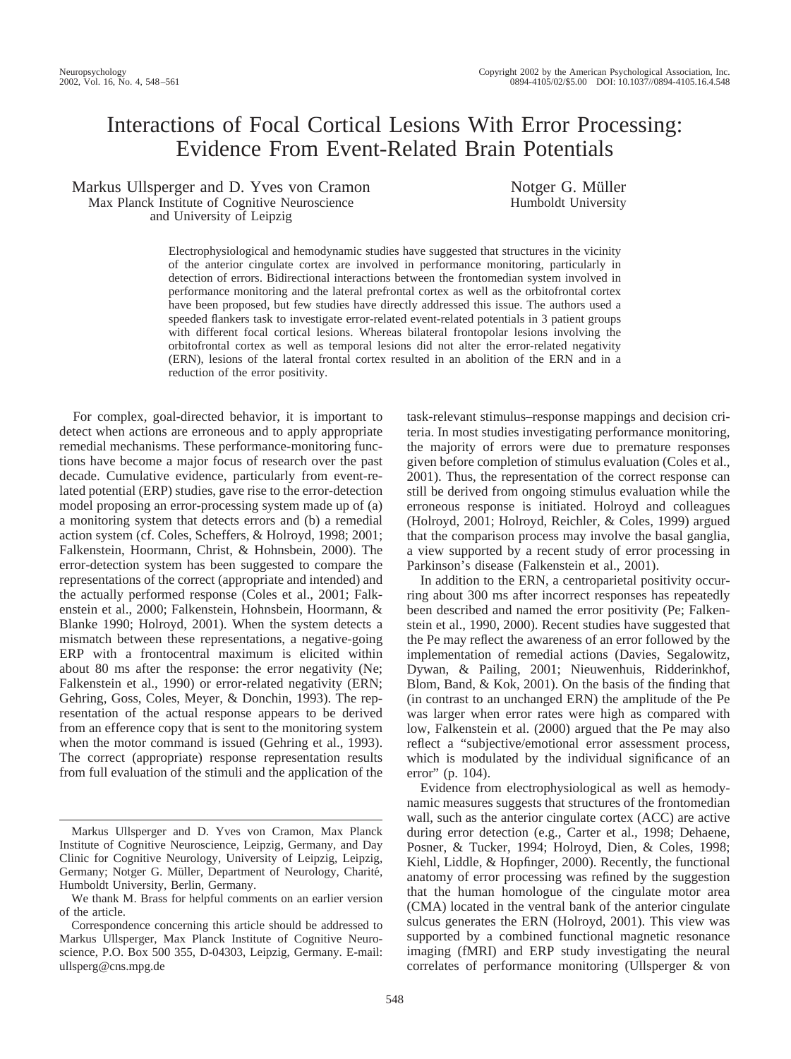# Interactions of Focal Cortical Lesions With Error Processing: Evidence From Event-Related Brain Potentials

Markus Ullsperger and D. Yves von Cramon
Max Planck Institute of Cognitive Neuroscience and University of Leipzig

Notger G. Müller
Humboldt University

Electrophysiological and hemodynamic studies have suggested that structures in the vicinity of the anterior cingulate cortex are involved in performance monitoring, particularly in detection of errors. Bidirectional interactions between the frontomedian system involved in performance monitoring and the lateral prefrontal cortex as well as the orbitofrontal cortex have been proposed, but few studies have directly addressed this issue. The authors used a speeded flankers task to investigate error-related event-related potentials in 3 patient groups with different focal cortical lesions. Whereas bilateral frontopolar lesions involving the orbitofrontal cortex as well as temporal lesions did not alter the error-related negativity (ERN), lesions of the lateral frontal cortex resulted in an abolition of the ERN and in a reduction of the error positivity.

For complex, goal-directed behavior, it is important to detect when actions are erroneous and to apply appropriate remedial mechanisms. These performance-monitoring functions have become a major focus of research over the past decade. Cumulative evidence, particularly from event-related potential (ERP) studies, gave rise to the error-detection model proposing an error-processing system made up of (a) a monitoring system that detects errors and (b) a remedial action system (cf. Coles, Scheffers, & Holroyd, 1998; 2001; Falkenstein, Hoormann, Christ, & Hohnsbein, 2000). The error-detection system has been suggested to compare the representations of the correct (appropriate and intended) and the actually performed response (Coles et al., 2001; Falkenstein et al., 2000; Falkenstein, Hohnsbein, Hoormann, & Blanke 1990; Holroyd, 2001). When the system detects a mismatch between these representations, a negative-going ERP with a frontocentral maximum is elicited within about 80 ms after the response: the error negativity (Ne; Falkenstein et al., 1990) or error-related negativity (ERN; Gehring, Goss, Coles, Meyer, & Donchin, 1993). The representation of the actual response appears to be derived from an efference copy that is sent to the monitoring system when the motor command is issued (Gehring et al., 1993). The correct (appropriate) response representation results from full evaluation of the stimuli and the application of the task-relevant stimulus–response mappings and decision criteria. In most studies investigating performance monitoring, the majority of errors were due to premature responses given before completion of stimulus evaluation (Coles et al., 2001). Thus, the representation of the correct response can still be derived from ongoing stimulus evaluation while the erroneous response is initiated. Holroyd and colleagues (Holroyd, 2001; Holroyd, Reichler, & Coles, 1999) argued that the comparison process may involve the basal ganglia, a view supported by a recent study of error processing in Parkinson's disease (Falkenstein et al., 2001).

In addition to the ERN, a centroparietal positivity occurring about 300 ms after incorrect responses has repeatedly been described and named the error positivity (Pe; Falkenstein et al., 1990, 2000). Recent studies have suggested that the Pe may reflect the awareness of an error followed by the implementation of remedial actions (Davies, Segalowitz, Dywan, & Pailing, 2001; Nieuwenhuis, Ridderinkhof, Blom, Band, & Kok, 2001). On the basis of the finding that (in contrast to an unchanged ERN) the amplitude of the Pe was larger when error rates were high as compared with low, Falkenstein et al. (2000) argued that the Pe may also reflect a "subjective/emotional error assessment process, which is modulated by the individual significance of an error" (p. 104).

Evidence from electrophysiological as well as hemodynamic measures suggests that structures of the frontomedian wall, such as the anterior cingulate cortex (ACC) are active during error detection (e.g., Carter et al., 1998; Dehaene, Posner, & Tucker, 1994; Holroyd, Dien, & Coles, 1998; Kiehl, Liddle, & Hopfinger, 2000). Recently, the functional anatomy of error processing was refined by the suggestion that the human homologue of the cingulate motor area (CMA) located in the ventral bank of the anterior cingulate sulcus generates the ERN (Holroyd, 2001). This view was supported by a combined functional magnetic resonance imaging (fMRI) and ERP study investigating the neural correlates of performance monitoring (Ullsperger & von

---

Markus Ullsperger and D. Yves von Cramon, Max Planck Institute of Cognitive Neuroscience, Leipzig, Germany, and Day Clinic for Cognitive Neurology, University of Leipzig, Leipzig, Germany; Notger G. Müller, Department of Neurology, Charité, Humboldt University, Berlin, Germany.

We thank M. Brass for helpful comments on an earlier version of the article.

Correspondence concerning this article should be addressed to Markus Ullsperger, Max Planck Institute of Cognitive Neuroscience, P.O. Box 500 355, D-04303, Leipzig, Germany. E-mail: ullsperg@cns.mpg.de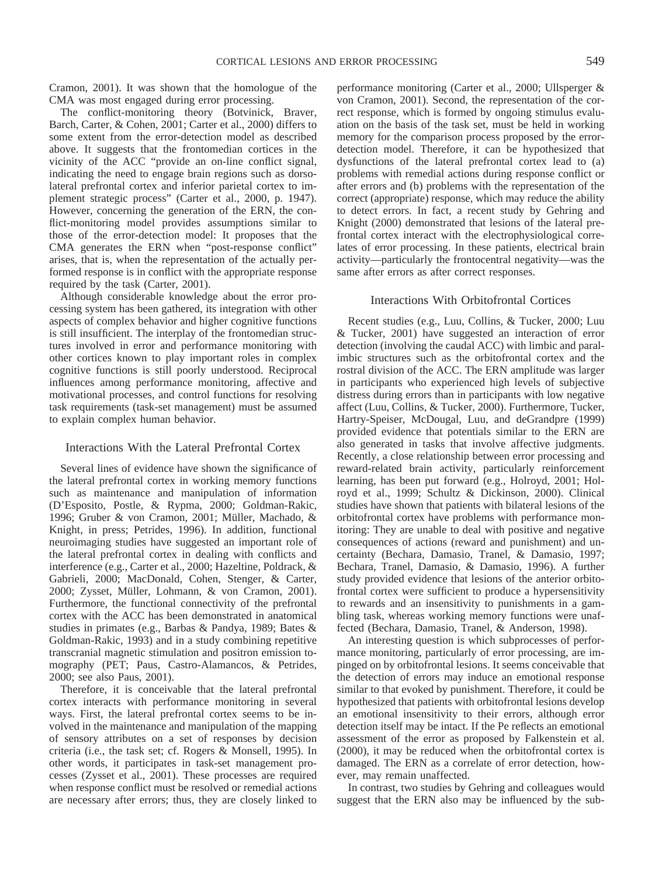Cramon, 2001). It was shown that the homologue of the CMA was most engaged during error processing.

The conflict-monitoring theory (Botvinick, Braver, Barch, Carter, & Cohen, 2001; Carter et al., 2000) differs to some extent from the error-detection model as described above. It suggests that the frontomedian cortices in the vicinity of the ACC "provide an on-line conflict signal, indicating the need to engage brain regions such as dorsolateral prefrontal cortex and inferior parietal cortex to implement strategic process" (Carter et al., 2000, p. 1947). However, concerning the generation of the ERN, the conflict-monitoring model provides assumptions similar to those of the error-detection model: It proposes that the CMA generates the ERN when "post-response conflict" arises, that is, when the representation of the actually performed response is in conflict with the appropriate response required by the task (Carter, 2001).

Although considerable knowledge about the error processing system has been gathered, its integration with other aspects of complex behavior and higher cognitive functions is still insufficient. The interplay of the frontomedian structures involved in error and performance monitoring with other cortices known to play important roles in complex cognitive functions is still poorly understood. Reciprocal influences among performance monitoring, affective and motivational processes, and control functions for resolving task requirements (task-set management) must be assumed to explain complex human behavior.

## Interactions With the Lateral Prefrontal Cortex

Several lines of evidence have shown the significance of the lateral prefrontal cortex in working memory functions such as maintenance and manipulation of information (D'Esposito, Postle, & Rypma, 2000; Goldman-Rakic, 1996; Gruber & von Cramon, 2001; Müller, Machado, & Knight, in press; Petrides, 1996). In addition, functional neuroimaging studies have suggested an important role of the lateral prefrontal cortex in dealing with conflicts and interference (e.g., Carter et al., 2000; Hazeltine, Poldrack, & Gabrieli, 2000; MacDonald, Cohen, Stenger, & Carter, 2000; Zysset, Müller, Lohmann, & von Cramon, 2001). Furthermore, the functional connectivity of the prefrontal cortex with the ACC has been demonstrated in anatomical studies in primates (e.g., Barbas & Pandya, 1989; Bates & Goldman-Rakic, 1993) and in a study combining repetitive transcranial magnetic stimulation and positron emission tomography (PET; Paus, Castro-Alamancos, & Petrides, 2000; see also Paus, 2001).

Therefore, it is conceivable that the lateral prefrontal cortex interacts with performance monitoring in several ways. First, the lateral prefrontal cortex seems to be involved in the maintenance and manipulation of the mapping of sensory attributes on a set of responses by decision criteria (i.e., the task set; cf. Rogers & Monsell, 1995). In other words, it participates in task-set management processes (Zysset et al., 2001). These processes are required when response conflict must be resolved or remedial actions are necessary after errors; thus, they are closely linked to performance monitoring (Carter et al., 2000; Ullsperger & von Cramon, 2001). Second, the representation of the correct response, which is formed by ongoing stimulus evaluation on the basis of the task set, must be held in working memory for the comparison process proposed by the error-detection model. Therefore, it can be hypothesized that dysfunctions of the lateral prefrontal cortex lead to (a) problems with remedial actions during response conflict or after errors and (b) problems with the representation of the correct (appropriate) response, which may reduce the ability to detect errors. In fact, a recent study by Gehring and Knight (2000) demonstrated that lesions of the lateral prefrontal cortex interact with the electrophysiological correlates of error processing. In these patients, electrical brain activity—particularly the frontocentral negativity—was the same after errors as after correct responses.

## Interactions With Orbitofrontal Cortices

Recent studies (e.g., Luu, Collins, & Tucker, 2000; Luu & Tucker, 2001) have suggested an interaction of error detection (involving the caudal ACC) with limbic and paralimbic structures such as the orbitofrontal cortex and the rostral division of the ACC. The ERN amplitude was larger in participants who experienced high levels of subjective distress during errors than in participants with low negative affect (Luu, Collins, & Tucker, 2000). Furthermore, Tucker, Hartry-Speiser, McDougal, Luu, and deGrandpre (1999) provided evidence that potentials similar to the ERN are also generated in tasks that involve affective judgments. Recently, a close relationship between error processing and reward-related brain activity, particularly reinforcement learning, has been put forward (e.g., Holroyd, 2001; Holroyd et al., 1999; Schultz & Dickinson, 2000). Clinical studies have shown that patients with bilateral lesions of the orbitofrontal cortex have problems with performance monitoring: They are unable to deal with positive and negative consequences of actions (reward and punishment) and uncertainty (Bechara, Damasio, Tranel, & Damasio, 1997; Bechara, Tranel, Damasio, & Damasio, 1996). A further study provided evidence that lesions of the anterior orbitofrontal cortex were sufficient to produce a hypersensitivity to rewards and an insensitivity to punishments in a gambling task, whereas working memory functions were unaffected (Bechara, Damasio, Tranel, & Anderson, 1998).

An interesting question is which subprocesses of performance monitoring, particularly of error processing, are impinged on by orbitofrontal lesions. It seems conceivable that the detection of errors may induce an emotional response similar to that evoked by punishment. Therefore, it could be hypothesized that patients with orbitofrontal lesions develop an emotional insensitivity to their errors, although error detection itself may be intact. If the Pe reflects an emotional assessment of the error as proposed by Falkenstein et al. (2000), it may be reduced when the orbitofrontal cortex is damaged. The ERN as a correlate of error detection, however, may remain unaffected.

In contrast, two studies by Gehring and colleagues would suggest that the ERN also may be influenced by the sub-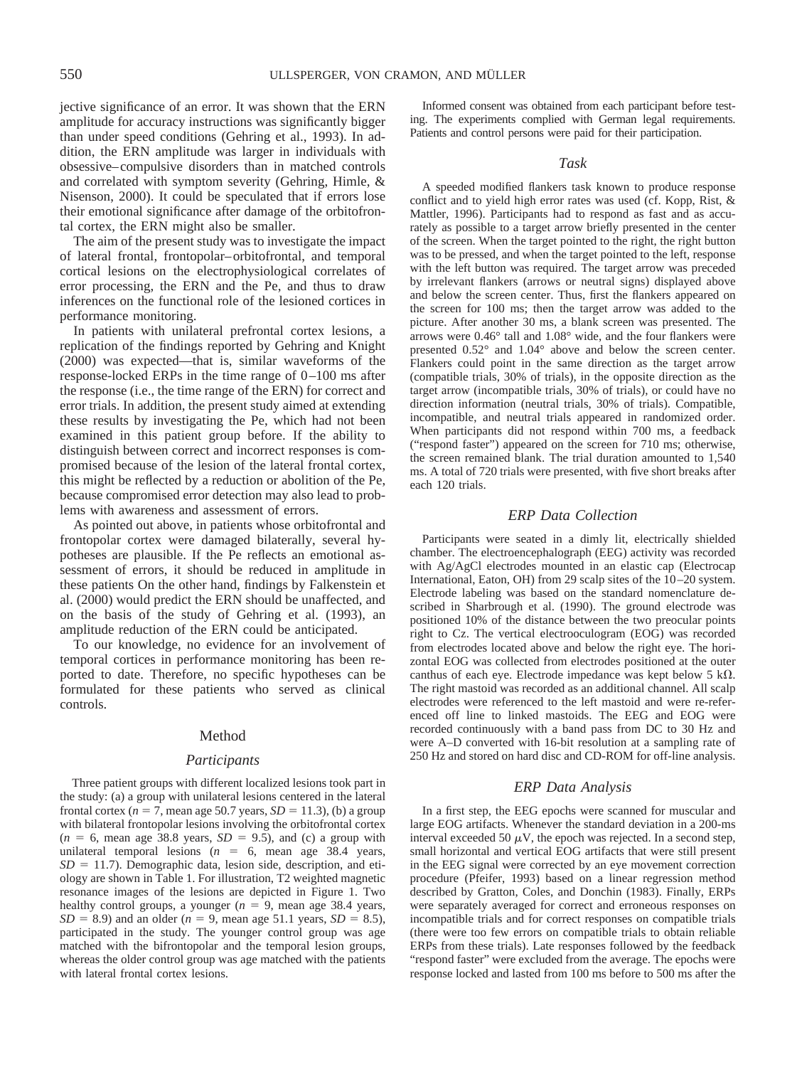jective significance of an error. It was shown that the ERN amplitude for accuracy instructions was significantly bigger than under speed conditions (Gehring et al., 1993). In addition, the ERN amplitude was larger in individuals with obsessive–compulsive disorders than in matched controls and correlated with symptom severity (Gehring, Himle, & Nisenson, 2000). It could be speculated that if errors lose their emotional significance after damage of the orbitofrontal cortex, the ERN might also be smaller.

The aim of the present study was to investigate the impact of lateral frontal, frontopolar–orbitofrontal, and temporal cortical lesions on the electrophysiological correlates of error processing, the ERN and the Pe, and thus to draw inferences on the functional role of the lesioned cortices in performance monitoring.

In patients with unilateral prefrontal cortex lesions, a replication of the findings reported by Gehring and Knight (2000) was expected—that is, similar waveforms of the response-locked ERPs in the time range of 0–100 ms after the response (i.e., the time range of the ERN) for correct and error trials. In addition, the present study aimed at extending these results by investigating the Pe, which had not been examined in this patient group before. If the ability to distinguish between correct and incorrect responses is compromised because of the lesion of the lateral frontal cortex, this might be reflected by a reduction or abolition of the Pe, because compromised error detection may also lead to problems with awareness and assessment of errors.

As pointed out above, in patients whose orbitofrontal and frontopolar cortex were damaged bilaterally, several hypotheses are plausible. If the Pe reflects an emotional assessment of errors, it should be reduced in amplitude in these patients On the other hand, findings by Falkenstein et al. (2000) would predict the ERN should be unaffected, and on the basis of the study of Gehring et al. (1993), an amplitude reduction of the ERN could be anticipated.

To our knowledge, no evidence for an involvement of temporal cortices in performance monitoring has been reported to date. Therefore, no specific hypotheses can be formulated for these patients who served as clinical controls.

## Method

### Participants

Three patient groups with different localized lesions took part in the study: (a) a group with unilateral lesions centered in the lateral frontal cortex ($n$ = 7, mean age 50.7 years, $SD$ = 11.3), (b) a group with bilateral frontopolar lesions involving the orbitofrontal cortex ($n$ = 6, mean age 38.8 years, $SD$ = 9.5), and (c) a group with unilateral temporal lesions ($n$ = 6, mean age 38.4 years, $SD$ = 11.7). Demographic data, lesion side, description, and etiology are shown in Table 1. For illustration, T2 weighted magnetic resonance images of the lesions are depicted in Figure 1. Two healthy control groups, a younger ($n$ = 9, mean age 38.4 years, $SD$ = 8.9) and an older ($n$ = 9, mean age 51.1 years, $SD$ = 8.5), participated in the study. The younger control group was age matched with the bifrontopolar and the temporal lesion groups, whereas the older control group was age matched with the patients with lateral frontal cortex lesions.

Informed consent was obtained from each participant before testing. The experiments complied with German legal requirements. Patients and control persons were paid for their participation.

### Task

A speeded modified flankers task known to produce response conflict and to yield high error rates was used (cf. Kopp, Rist, & Mattler, 1996). Participants had to respond as fast and as accurately as possible to a target arrow briefly presented in the center of the screen. When the target pointed to the right, the right button was to be pressed, and when the target pointed to the left, response with the left button was required. The target arrow was preceded by irrelevant flankers (arrows or neutral signs) displayed above and below the screen center. Thus, first the flankers appeared on the screen for 100 ms; then the target arrow was added to the picture. After another 30 ms, a blank screen was presented. The arrows were 0.46° tall and 1.08° wide, and the four flankers were presented 0.52° and 1.04° above and below the screen center. Flankers could point in the same direction as the target arrow (compatible trials, 30% of trials), in the opposite direction as the target arrow (incompatible trials, 30% of trials), or could have no direction information (neutral trials, 30% of trials). Compatible, incompatible, and neutral trials appeared in randomized order. When participants did not respond within 700 ms, a feedback ("respond faster") appeared on the screen for 710 ms; otherwise, the screen remained blank. The trial duration amounted to 1,540 ms. A total of 720 trials were presented, with five short breaks after each 120 trials.

### ERP Data Collection

Participants were seated in a dimly lit, electrically shielded chamber. The electroencephalograph (EEG) activity was recorded with Ag/AgCl electrodes mounted in an elastic cap (Electrocap International, Eaton, OH) from 29 scalp sites of the 10–20 system. Electrode labeling was based on the standard nomenclature described in Sharbrough et al. (1990). The ground electrode was positioned 10% of the distance between the two preocular points right to Cz. The vertical electrooculogram (EOG) was recorded from electrodes located above and below the right eye. The horizontal EOG was collected from electrodes positioned at the outer canthus of each eye. Electrode impedance was kept below 5 kΩ. The right mastoid was recorded as an additional channel. All scalp electrodes were referenced to the left mastoid and were re-referenced off line to linked mastoids. The EEG and EOG were recorded continuously with a band pass from DC to 30 Hz and were A–D converted with 16-bit resolution at a sampling rate of 250 Hz and stored on hard disc and CD-ROM for off-line analysis.

### ERP Data Analysis

In a first step, the EEG epochs were scanned for muscular and large EOG artifacts. Whenever the standard deviation in a 200-ms interval exceeded 50 μV, the epoch was rejected. In a second step, small horizontal and vertical EOG artifacts that were still present in the EEG signal were corrected by an eye movement correction procedure (Pfeifer, 1993) based on a linear regression method described by Gratton, Coles, and Donchin (1983). Finally, ERPs were separately averaged for correct and erroneous responses on incompatible trials and for correct responses on compatible trials (there were too few errors on compatible trials to obtain reliable ERPs from these trials). Late responses followed by the feedback "respond faster" were excluded from the average. The epochs were response locked and lasted from 100 ms before to 500 ms after the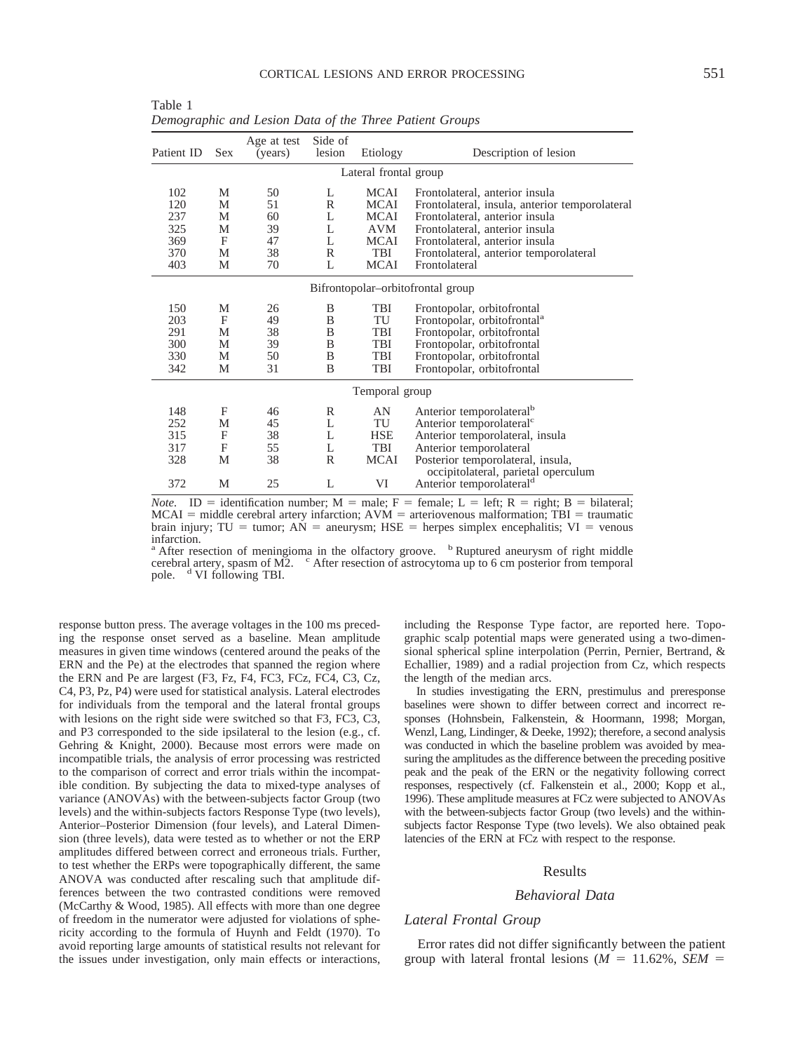Table 1
*Demographic and Lesion Data of the Three Patient Groups*

| Patient ID | Sex | Age at test (years) | Side of lesion | Etiology | Description of lesion |
|---|---|---|---|---|---|
| | | | Lateral frontal group | | |
| 102 | M | 50 | L | MCAI | Frontolateral, anterior insula |
| 120 | M | 51 | R | MCAI | Frontolateral, insula, anterior temporolateral |
| 237 | M | 60 | L | MCAI | Frontolateral, anterior insula |
| 325 | M | 39 | L | AVM | Frontolateral, anterior insula |
| 369 | F | 47 | L | MCAI | Frontolateral, anterior insula |
| 370 | M | 38 | R | TBI | Frontolateral, anterior temporolateral |
| 403 | M | 70 | L | MCAI | Frontolateral |
| | | | Bifrontopolar–orbitofrontal group | | |
| 150 | M | 26 | B | TBI | Frontopolar, orbitofrontal |
| 203 | F | 49 | B | TU | Frontopolar, orbitofrontal[a] |
| 291 | M | 38 | B | TBI | Frontopolar, orbitofrontal |
| 300 | M | 39 | B | TBI | Frontopolar, orbitofrontal |
| 330 | M | 50 | B | TBI | Frontopolar, orbitofrontal |
| 342 | M | 31 | B | TBI | Frontopolar, orbitofrontal |
| | | | Temporal group | | |
| 148 | F | 46 | R | AN | Anterior temporolateral[b] |
| 252 | M | 45 | L | TU | Anterior temporolateral[c] |
| 315 | F | 38 | L | HSE | Anterior temporolateral, insula |
| 317 | F | 55 | L | TBI | Anterior temporolateral |
| 328 | M | 38 | R | MCAI | Posterior temporolateral, insula, occipitolateral, parietal operculum |
| 372 | M | 25 | L | VI | Anterior temporolateral[d] |

*Note.* ID = identification number; M = male; F = female; L = left; R = right; B = bilateral; MCAI = middle cerebral artery infarction; AVM = arteriovenous malformation; TBI = traumatic brain injury; TU = tumor; AN = aneurysm; HSE = herpes simplex encephalitis; VI = venous infarction.
[a] After resection of meningioma in the olfactory groove. [b] Ruptured aneurysm of right middle cerebral artery, spasm of M2. [c] After resection of astrocytoma up to 6 cm posterior from temporal pole. [d] VI following TBI.

response button press. The average voltages in the 100 ms preceding the response onset served as a baseline. Mean amplitude measures in given time windows (centered around the peaks of the ERN and the Pe) at the electrodes that spanned the region where the ERN and Pe are largest (F3, Fz, F4, FC3, FCz, FC4, C3, Cz, C4, P3, Pz, P4) were used for statistical analysis. Lateral electrodes for individuals from the temporal and the lateral frontal groups with lesions on the right side were switched so that F3, FC3, C3, and P3 corresponded to the side ipsilateral to the lesion (e.g., cf. Gehring & Knight, 2000). Because most errors were made on incompatible trials, the analysis of error processing was restricted to the comparison of correct and error trials within the incompatible condition. By subjecting the data to mixed-type analyses of variance (ANOVAs) with the between-subjects factor Group (two levels) and the within-subjects factors Response Type (two levels), Anterior–Posterior Dimension (four levels), and Lateral Dimension (three levels), data were tested as to whether or not the ERP amplitudes differed between correct and erroneous trials. Further, to test whether the ERPs were topographically different, the same ANOVA was conducted after rescaling such that amplitude differences between the two contrasted conditions were removed (McCarthy & Wood, 1985). All effects with more than one degree of freedom in the numerator were adjusted for violations of sphericity according to the formula of Huynh and Feldt (1970). To avoid reporting large amounts of statistical results not relevant for the issues under investigation, only main effects or interactions, including the Response Type factor, are reported here. Topographic scalp potential maps were generated using a two-dimensional spherical spline interpolation (Perrin, Pernier, Bertrand, & Echallier, 1989) and a radial projection from Cz, which respects the length of the median arcs.

In studies investigating the ERN, prestimulus and preresponse baselines were shown to differ between correct and incorrect responses (Hohnsbein, Falkenstein, & Hoormann, 1998; Morgan, Wenzl, Lang, Lindinger, & Deeke, 1992); therefore, a second analysis was conducted in which the baseline problem was avoided by measuring the amplitudes as the difference between the preceding positive peak and the peak of the ERN or the negativity following correct responses, respectively (cf. Falkenstein et al., 2000; Kopp et al., 1996). These amplitude measures at FCz were subjected to ANOVAs with the between-subjects factor Group (two levels) and the within-subjects factor Response Type (two levels). We also obtained peak latencies of the ERN at FCz with respect to the response.

## Results

### *Behavioral Data*

#### *Lateral Frontal Group*

Error rates did not differ significantly between the patient group with lateral frontal lesions ($M$ = 11.62%, $SEM$ =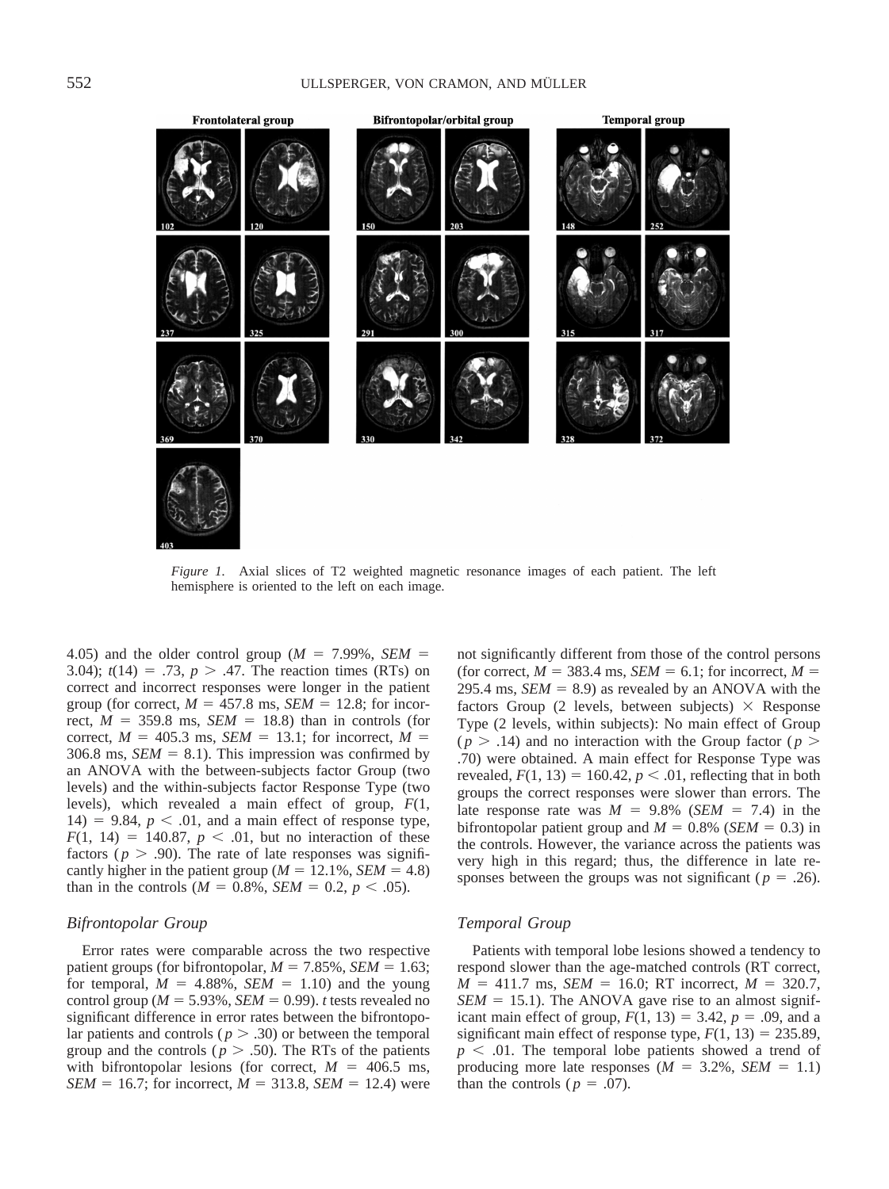*Figure 1.* Axial slices of T2 weighted magnetic resonance images of each patient. The left hemisphere is oriented to the left on each image.

4.05) and the older control group ($M$ = 7.99%, $SEM$ = 3.04); $t(14) = .73$, $p > .47$. The reaction times (RTs) on correct and incorrect responses were longer in the patient group (for correct, $M$ = 457.8 ms, $SEM$ = 12.8; for incorrect, $M$ = 359.8 ms, $SEM$ = 18.8) than in controls (for correct, $M$ = 405.3 ms, $SEM$ = 13.1; for incorrect, $M$ = 306.8 ms, $SEM$ = 8.1). This impression was confirmed by an ANOVA with the between-subjects factor Group (two levels) and the within-subjects factor Response Type (two levels), which revealed a main effect of group, $F(1, 14) = 9.84$, $p < .01$, and a main effect of response type, $F(1, 14) = 140.87$, $p < .01$, but no interaction of these factors ($p > .90$). The rate of late responses was significantly higher in the patient group ($M$ = 12.1%, $SEM$ = 4.8) than in the controls ($M$ = 0.8%, $SEM$ = 0.2, $p < .05$).

### *Bifrontopolar Group*

Error rates were comparable across the two respective patient groups (for bifrontopolar, $M$ = 7.85%, $SEM$ = 1.63; for temporal, $M$ = 4.88%, $SEM$ = 1.10) and the young control group ($M$ = 5.93%, $SEM$ = 0.99). $t$ tests revealed no significant difference in error rates between the bifrontopolar patients and controls ($p > .30$) or between the temporal group and the controls ($p > .50$). The RTs of the patients with bifrontopolar lesions (for correct, $M$ = 406.5 ms, $SEM$ = 16.7; for incorrect, $M$ = 313.8, $SEM$ = 12.4) were not significantly different from those of the control persons (for correct, $M$ = 383.4 ms, $SEM$ = 6.1; for incorrect, $M$ = 295.4 ms, $SEM$ = 8.9) as revealed by an ANOVA with the factors Group (2 levels, between subjects) × Response Type (2 levels, within subjects): No main effect of Group ($p > .14$) and no interaction with the Group factor ($p > .70$) were obtained. A main effect for Response Type was revealed, $F(1, 13) = 160.42$, $p < .01$, reflecting that in both groups the correct responses were slower than errors. The late response rate was $M$ = 9.8% ($SEM$ = 7.4) in the bifrontopolar patient group and $M$ = 0.8% ($SEM$ = 0.3) in the controls. However, the variance across the patients was very high in this regard; thus, the difference in late responses between the groups was not significant ($p = .26$).

### *Temporal Group*

Patients with temporal lobe lesions showed a tendency to respond slower than the age-matched controls (RT correct, $M$ = 411.7 ms, $SEM$ = 16.0; RT incorrect, $M$ = 320.7, $SEM$ = 15.1). The ANOVA gave rise to an almost significant main effect of group, $F(1, 13) = 3.42$, $p = .09$, and a significant main effect of response type, $F(1, 13) = 235.89$, $p < .01$. The temporal lobe patients showed a trend of producing more late responses ($M$ = 3.2%, $SEM$ = 1.1) than the controls ($p = .07$).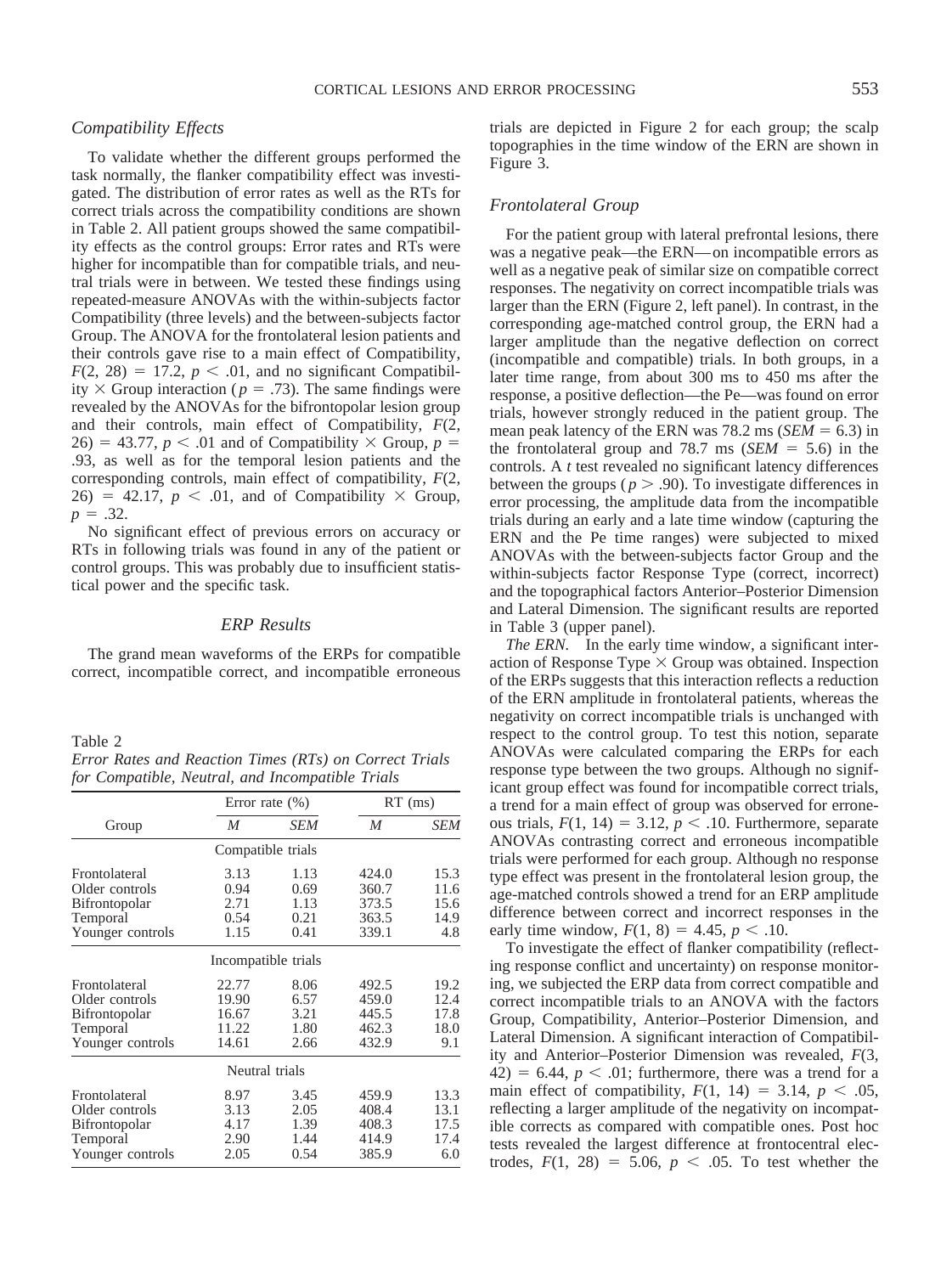### *Compatibility Effects*

To validate whether the different groups performed the task normally, the flanker compatibility effect was investigated. The distribution of error rates as well as the RTs for correct trials across the compatibility conditions are shown in Table 2. All patient groups showed the same compatibility effects as the control groups: Error rates and RTs were higher for incompatible than for compatible trials, and neutral trials were in between. We tested these findings using repeated-measure ANOVAs with the within-subjects factor Compatibility (three levels) and the between-subjects factor Group. The ANOVA for the frontolateral lesion patients and their controls gave rise to a main effect of Compatibility, $F(2, 28) = 17.2$, $p < .01$, and no significant Compatibility × Group interaction ($p = .73$). The same findings were revealed by the ANOVAs for the bifrontopolar lesion group and their controls, main effect of Compatibility, $F(2, 26) = 43.77$, $p < .01$ and of Compatibility × Group, $p = .93$, as well as for the temporal lesion patients and the corresponding controls, main effect of compatibility, $F(2, 26) = 42.17$, $p < .01$, and of Compatibility × Group, $p = .32$.

No significant effect of previous errors on accuracy or RTs in following trials was found in any of the patient or control groups. This was probably due to insufficient statistical power and the specific task.

## *ERP Results*

The grand mean waveforms of the ERPs for compatible correct, incompatible correct, and incompatible erroneous trials are depicted in Figure 2 for each group; the scalp topographies in the time window of the ERN are shown in Figure 3.

Table 2
*Error Rates and Reaction Times (RTs) on Correct Trials for Compatible, Neutral, and Incompatible Trials*

| Group | Error rate (%) | | RT (ms) | |
|---|---|---|---|---|
| | *M* | *SEM* | *M* | *SEM* |
| **Compatible trials** | | | | |
| Frontolateral | 3.13 | 1.13 | 424.0 | 15.3 |
| Older controls | 0.94 | 0.69 | 360.7 | 11.6 |
| Bifrontopolar | 2.71 | 1.13 | 373.5 | 15.6 |
| Temporal | 0.54 | 0.21 | 363.5 | 14.9 |
| Younger controls | 1.15 | 0.41 | 339.1 | 4.8 |
| **Incompatible trials** | | | | |
| Frontolateral | 22.77 | 8.06 | 492.5 | 19.2 |
| Older controls | 19.90 | 6.57 | 459.0 | 12.4 |
| Bifrontopolar | 16.67 | 3.21 | 445.5 | 17.8 |
| Temporal | 11.22 | 1.80 | 462.3 | 18.0 |
| Younger controls | 14.61 | 2.66 | 432.9 | 9.1 |
| **Neutral trials** | | | | |
| Frontolateral | 8.97 | 3.45 | 459.9 | 13.3 |
| Older controls | 3.13 | 2.05 | 408.4 | 13.1 |
| Bifrontopolar | 4.17 | 1.39 | 408.3 | 17.5 |
| Temporal | 2.90 | 1.44 | 414.9 | 17.4 |
| Younger controls | 2.05 | 0.54 | 385.9 | 6.0 |

### *Frontolateral Group*

For the patient group with lateral prefrontal lesions, there was a negative peak—the ERN—on incompatible errors as well as a negative peak of similar size on compatible correct responses. The negativity on correct incompatible trials was larger than the ERN (Figure 2, left panel). In contrast, in the corresponding age-matched control group, the ERN had a larger amplitude than the negative deflection on correct (incompatible and compatible) trials. In both groups, in a later time range, from about 300 ms to 450 ms after the response, a positive deflection—the Pe—was found on error trials, however strongly reduced in the patient group. The mean peak latency of the ERN was 78.2 ms ($SEM = 6.3$) in the frontolateral group and 78.7 ms ($SEM = 5.6$) in the controls. A *t* test revealed no significant latency differences between the groups ($p > .90$). To investigate differences in error processing, the amplitude data from the incompatible trials during an early and a late time window (capturing the ERN and the Pe time ranges) were subjected to mixed ANOVAs with the between-subjects factor Group and the within-subjects factor Response Type (correct, incorrect) and the topographical factors Anterior–Posterior Dimension and Lateral Dimension. The significant results are reported in Table 3 (upper panel).

*The ERN.* In the early time window, a significant interaction of Response Type × Group was obtained. Inspection of the ERPs suggests that this interaction reflects a reduction of the ERN amplitude in frontolateral patients, whereas the negativity on correct incompatible trials is unchanged with respect to the control group. To test this notion, separate ANOVAs were calculated comparing the ERPs for each response type between the two groups. Although no significant group effect was found for incompatible correct trials, a trend for a main effect of group was observed for erroneous trials, $F(1, 14) = 3.12$, $p < .10$. Furthermore, separate ANOVAs contrasting correct and erroneous incompatible trials were performed for each group. Although no response type effect was present in the frontolateral lesion group, the age-matched controls showed a trend for an ERP amplitude difference between correct and incorrect responses in the early time window, $F(1, 8) = 4.45$, $p < .10$.

To investigate the effect of flanker compatibility (reflecting response conflict and uncertainty) on response monitoring, we subjected the ERP data from correct compatible and correct incompatible trials to an ANOVA with the factors Group, Compatibility, Anterior–Posterior Dimension, and Lateral Dimension. A significant interaction of Compatibility and Anterior–Posterior Dimension was revealed, $F(3, 42) = 6.44$, $p < .01$; furthermore, there was a trend for a main effect of compatibility, $F(1, 14) = 3.14$, $p < .05$, reflecting a larger amplitude of the negativity on incompatible corrects as compared with compatible ones. Post hoc tests revealed the largest difference at frontocentral electrodes, $F(1, 28) = 5.06$, $p < .05$. To test whether the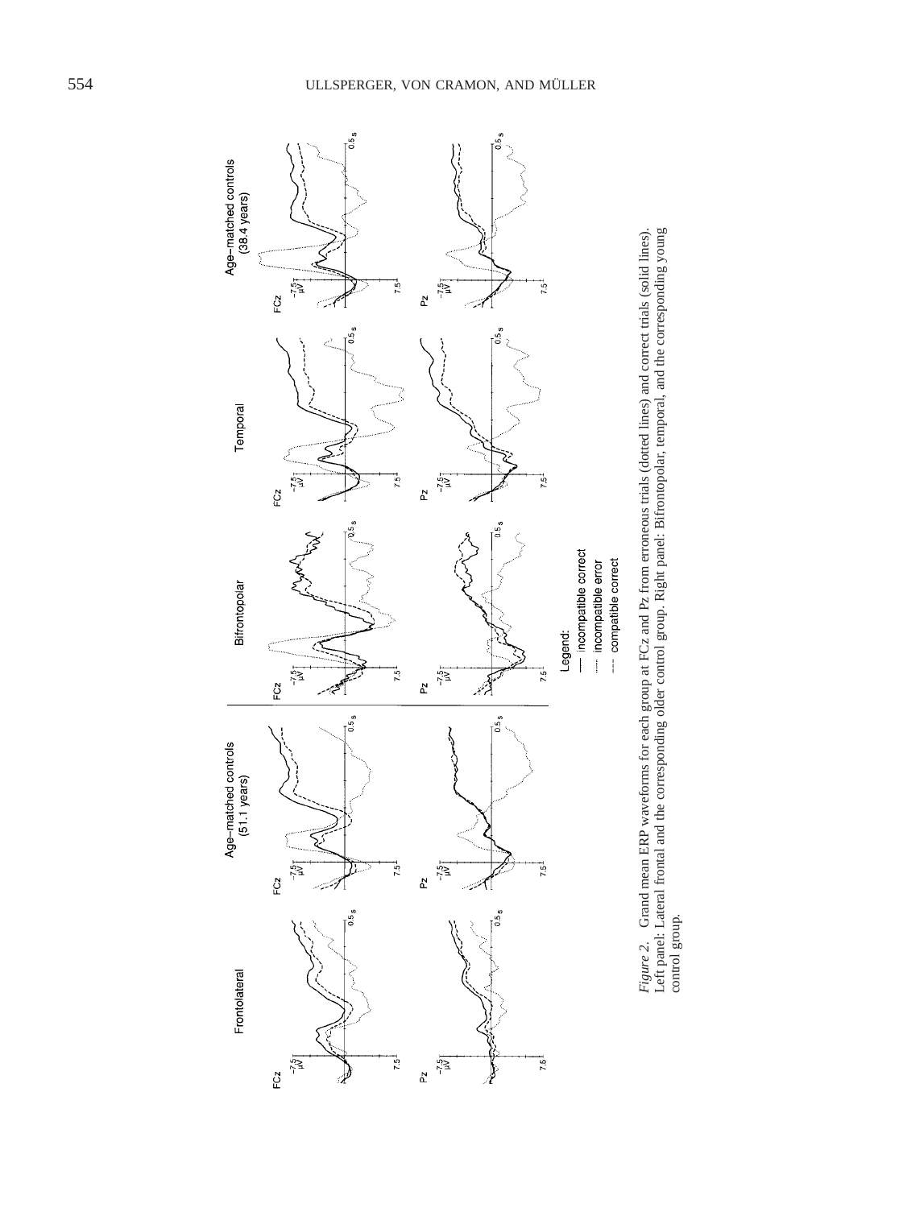*Figure 2.* Grand mean ERP waveforms for each group at FCz and Pz from erroneous trials (dotted lines) and correct trials (solid lines). Left panel: Lateral frontal and the corresponding older control group. Right panel: Bifrontopolar, temporal, and the corresponding young control group.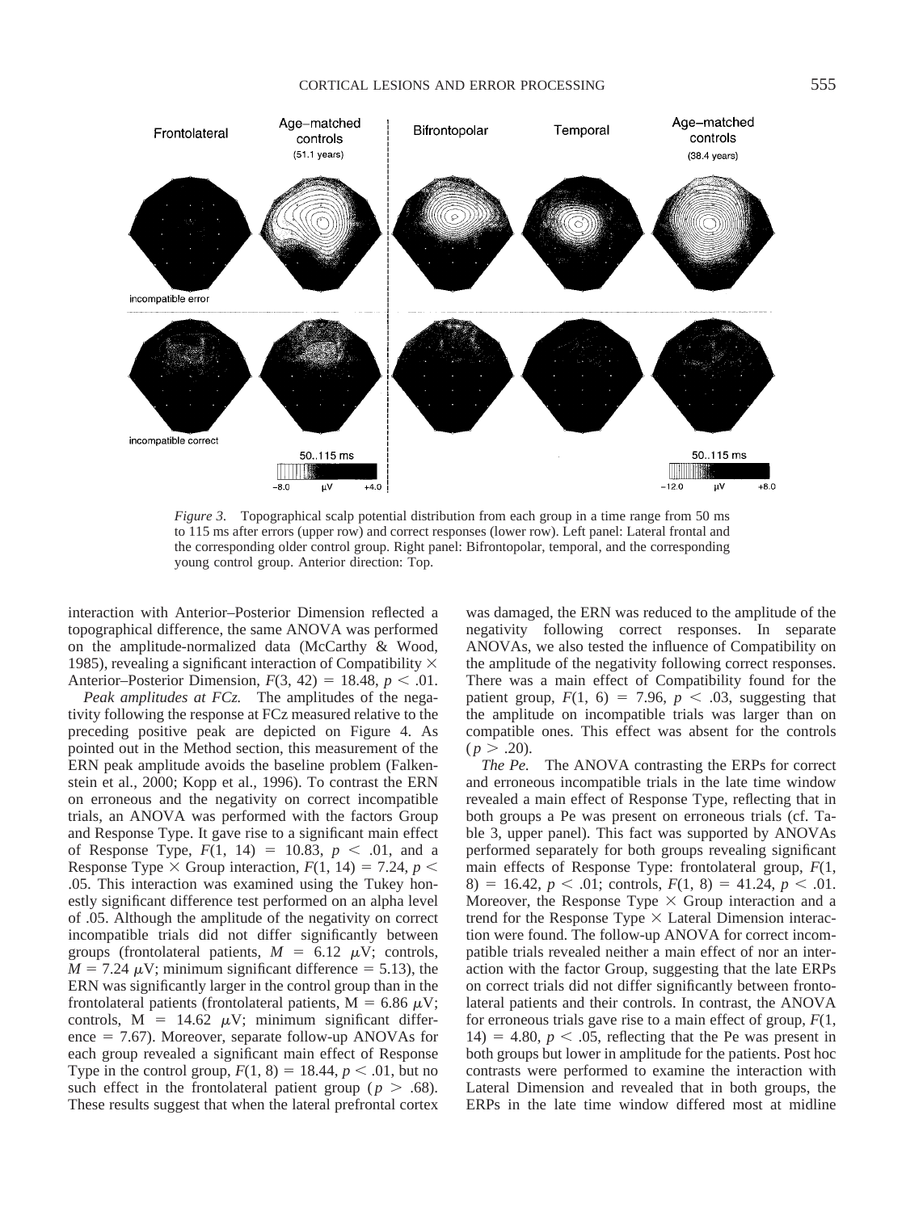*Figure 3.* Topographical scalp potential distribution from each group in a time range from 50 ms to 115 ms after errors (upper row) and correct responses (lower row). Left panel: Lateral frontal and the corresponding older control group. Right panel: Bifrontopolar, temporal, and the corresponding young control group. Anterior direction: Top.

interaction with Anterior–Posterior Dimension reflected a topographical difference, the same ANOVA was performed on the amplitude-normalized data (McCarthy & Wood, 1985), revealing a significant interaction of Compatibility × Anterior–Posterior Dimension, $F(3, 42) = 18.48$, $p < .01$.

*Peak amplitudes at FCz.* The amplitudes of the negativity following the response at FCz measured relative to the preceding positive peak are depicted on Figure 4. As pointed out in the Method section, this measurement of the ERN peak amplitude avoids the baseline problem (Falkenstein et al., 2000; Kopp et al., 1996). To contrast the ERN on erroneous and the negativity on correct incompatible trials, an ANOVA was performed with the factors Group and Response Type. It gave rise to a significant main effect of Response Type, $F(1, 14) = 10.83$, $p < .01$, and a Response Type × Group interaction, $F(1, 14) = 7.24$, $p < .05$. This interaction was examined using the Tukey honestly significant difference test performed on an alpha level of .05. Although the amplitude of the negativity on correct incompatible trials did not differ significantly between groups (frontolateral patients, $M = 6.12$ μV; controls, $M = 7.24$ μV; minimum significant difference = 5.13), the ERN was significantly larger in the control group than in the frontolateral patients (frontolateral patients, M = 6.86 μV; controls, M = 14.62 μV; minimum significant difference = 7.67). Moreover, separate follow-up ANOVAs for each group revealed a significant main effect of Response Type in the control group, $F(1, 8) = 18.44$, $p < .01$, but no such effect in the frontolateral patient group ($p > .68$). These results suggest that when the lateral prefrontal cortex was damaged, the ERN was reduced to the amplitude of the negativity following correct responses. In separate ANOVAs, we also tested the influence of Compatibility on the amplitude of the negativity following correct responses. There was a main effect of Compatibility found for the patient group, $F(1, 6) = 7.96$, $p < .03$, suggesting that the amplitude on incompatible trials was larger than on compatible ones. This effect was absent for the controls ($p > .20$).

*The Pe.* The ANOVA contrasting the ERPs for correct and erroneous incompatible trials in the late time window revealed a main effect of Response Type, reflecting that in both groups a Pe was present on erroneous trials (cf. Table 3, upper panel). This fact was supported by ANOVAs performed separately for both groups revealing significant main effects of Response Type: frontolateral group, $F(1, 8) = 16.42$, $p < .01$; controls, $F(1, 8) = 41.24$, $p < .01$. Moreover, the Response Type × Group interaction and a trend for the Response Type × Lateral Dimension interaction were found. The follow-up ANOVA for correct incompatible trials revealed neither a main effect of nor an interaction with the factor Group, suggesting that the late ERPs on correct trials did not differ significantly between frontolateral patients and their controls. In contrast, the ANOVA for erroneous trials gave rise to a main effect of group, $F(1, 14) = 4.80$, $p < .05$, reflecting that the Pe was present in both groups but lower in amplitude for the patients. Post hoc contrasts were performed to examine the interaction with Lateral Dimension and revealed that in both groups, the ERPs in the late time window differed most at midline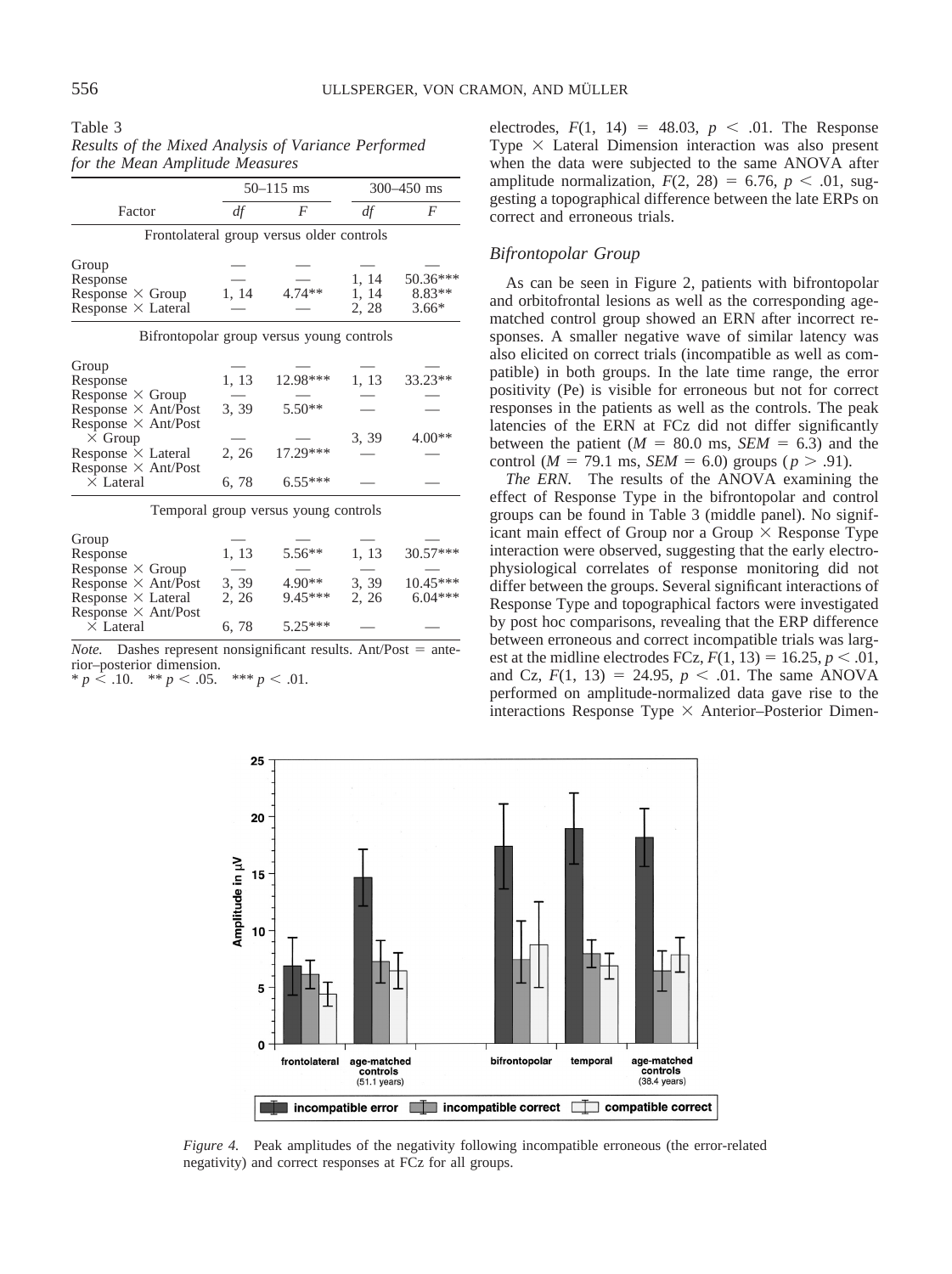Table 3
*Results of the Mixed Analysis of Variance Performed for the Mean Amplitude Measures*

| Factor | 50–115 ms | | 300–450 ms | |
|---|---|---|---|---|
| | *df* | *F* | *df* | *F* |
| **Frontolateral group versus older controls** | | | | |
| Group | — | — | — | — |
| Response | — | — | 1, 14 | 50.36*** |
| Response × Group | 1, 14 | 4.74** | 1, 14 | 8.83** |
| Response × Lateral | — | — | 2, 28 | 3.66* |
| **Bifrontopolar group versus young controls** | | | | |
| Group | — | — | — | — |
| Response | 1, 13 | 12.98*** | 1, 13 | 33.23** |
| Response × Group | — | — | — | — |
| Response × Ant/Post | 3, 39 | 5.50** | — | — |
| Response × Ant/Post × Group | — | — | 3, 39 | 4.00** |
| Response × Lateral | 2, 26 | 17.29*** | — | — |
| Response × Ant/Post × Lateral | 6, 78 | 6.55*** | — | — |
| **Temporal group versus young controls** | | | | |
| Group | — | — | — | — |
| Response | 1, 13 | 5.56** | 1, 13 | 30.57*** |
| Response × Group | — | — | — | — |
| Response × Ant/Post | 3, 39 | 4.90** | 3, 39 | 10.45*** |
| Response × Lateral | 2, 26 | 9.45*** | 2, 26 | 6.04*** |
| Response × Ant/Post × Lateral | 6, 78 | 5.25*** | — | — |

*Note.* Dashes represent nonsignificant results. Ant/Post = anterior–posterior dimension.
* $p < .10$. ** $p < .05$. *** $p < .01$.

electrodes, $F(1, 14) = 48.03$, $p < .01$. The Response Type × Lateral Dimension interaction was also present when the data were subjected to the same ANOVA after amplitude normalization, $F(2, 28) = 6.76$, $p < .01$, suggesting a topographical difference between the late ERPs on correct and erroneous trials.

### Bifrontopolar Group

As can be seen in Figure 2, patients with bifrontopolar and orbitofrontal lesions as well as the corresponding age-matched control group showed an ERN after incorrect responses. A smaller negative wave of similar latency was also elicited on correct trials (incompatible as well as compatible) in both groups. In the late time range, the error positivity (Pe) is visible for erroneous but not for correct responses in the patients as well as the controls. The peak latencies of the ERN at FCz did not differ significantly between the patient ($M = 80.0$ ms, $SEM = 6.3$) and the control ($M = 79.1$ ms, $SEM = 6.0$) groups ($p > .91$).

*The ERN.* The results of the ANOVA examining the effect of Response Type in the bifrontopolar and control groups can be found in Table 3 (middle panel). No significant main effect of Group nor a Group × Response Type interaction were observed, suggesting that the early electrophysiological correlates of response monitoring did not differ between the groups. Several significant interactions of Response Type and topographical factors were investigated by post hoc comparisons, revealing that the ERP difference between erroneous and correct incompatible trials was largest at the midline electrodes FCz, $F(1, 13) = 16.25$, $p < .01$, and Cz, $F(1, 13) = 24.95$, $p < .01$. The same ANOVA performed on amplitude-normalized data gave rise to the interactions Response Type × Anterior–Posterior Dimen-

*Figure 4.* Peak amplitudes of the negativity following incompatible erroneous (the error-related negativity) and correct responses at FCz for all groups.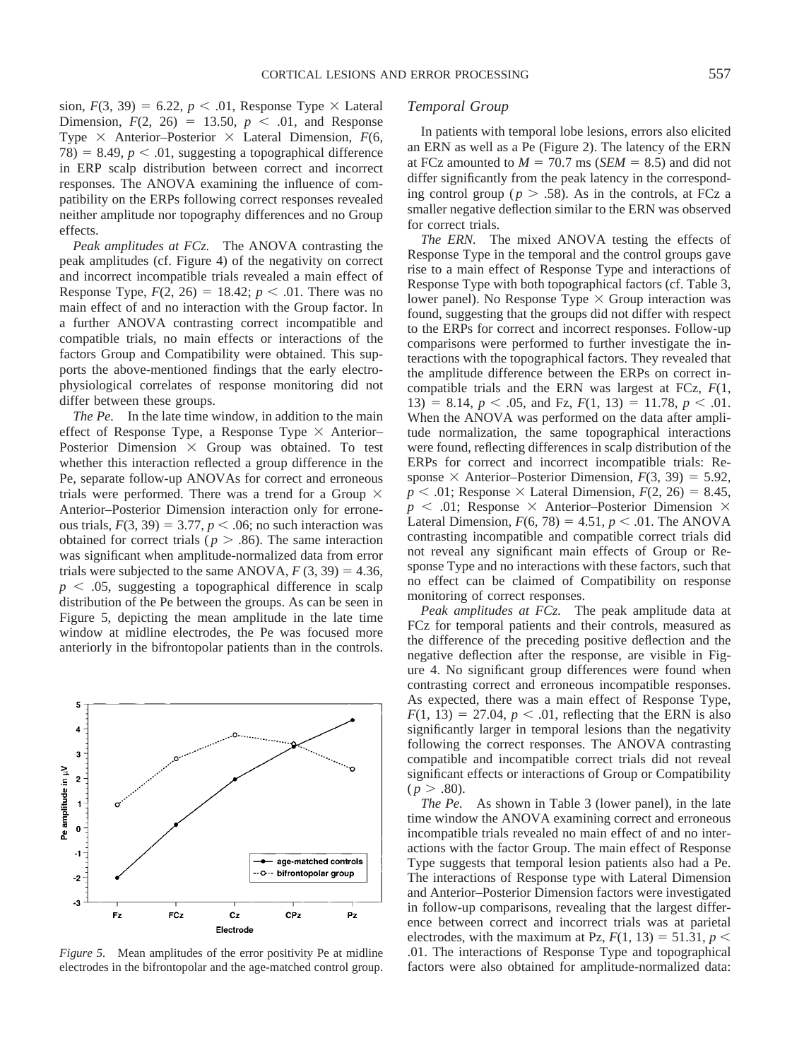sion, $F(3, 39) = 6.22$, $p < .01$, Response Type × Lateral Dimension, $F(2, 26) = 13.50$, $p < .01$, and Response Type × Anterior–Posterior × Lateral Dimension, $F(6, 78) = 8.49$, $p < .01$, suggesting a topographical difference in ERP scalp distribution between correct and incorrect responses. The ANOVA examining the influence of compatibility on the ERPs following correct responses revealed neither amplitude nor topography differences and no Group effects.

*Peak amplitudes at FCz.* The ANOVA contrasting the peak amplitudes (cf. Figure 4) of the negativity on correct and incorrect incompatible trials revealed a main effect of Response Type, $F(2, 26) = 18.42$; $p < .01$. There was no main effect of and no interaction with the Group factor. In a further ANOVA contrasting correct incompatible and compatible trials, no main effects or interactions of the factors Group and Compatibility were obtained. This supports the above-mentioned findings that the early electrophysiological correlates of response monitoring did not differ between these groups.

*The Pe.* In the late time window, in addition to the main effect of Response Type, a Response Type × Anterior–Posterior Dimension × Group was obtained. To test whether this interaction reflected a group difference in the Pe, separate follow-up ANOVAs for correct and erroneous trials were performed. There was a trend for a Group × Anterior–Posterior Dimension interaction only for erroneous trials, $F(3, 39) = 3.77$, $p < .06$; no such interaction was obtained for correct trials ($p > .86$). The same interaction was significant when amplitude-normalized data from error trials were subjected to the same ANOVA, $F(3, 39) = 4.36$, $p < .05$, suggesting a topographical difference in scalp distribution of the Pe between the groups. As can be seen in Figure 5, depicting the mean amplitude in the late time window at midline electrodes, the Pe was focused more anteriorly in the bifrontopolar patients than in the controls.

*Figure 5.* Mean amplitudes of the error positivity Pe at midline electrodes in the bifrontopolar and the age-matched control group.

### *Temporal Group*

In patients with temporal lobe lesions, errors also elicited an ERN as well as a Pe (Figure 2). The latency of the ERN at FCz amounted to $M = 70.7$ ms ($SEM = 8.5$) and did not differ significantly from the peak latency in the corresponding control group ($p > .58$). As in the controls, at FCz a smaller negative deflection similar to the ERN was observed for correct trials.

*The ERN.* The mixed ANOVA testing the effects of Response Type in the temporal and the control groups gave rise to a main effect of Response Type and interactions of Response Type with both topographical factors (cf. Table 3, lower panel). No Response Type × Group interaction was found, suggesting that the groups did not differ with respect to the ERPs for correct and incorrect responses. Follow-up comparisons were performed to further investigate the interactions with the topographical factors. They revealed that the amplitude difference between the ERPs on correct incompatible trials and the ERN was largest at FCz, $F(1, 13) = 8.14$, $p < .05$, and Fz, $F(1, 13) = 11.78$, $p < .01$. When the ANOVA was performed on the data after amplitude normalization, the same topographical interactions were found, reflecting differences in scalp distribution of the ERPs for correct and incorrect incompatible trials: Response × Anterior–Posterior Dimension, $F(3, 39) = 5.92$, $p < .01$; Response × Lateral Dimension, $F(2, 26) = 8.45$, $p < .01$; Response × Anterior–Posterior Dimension × Lateral Dimension, $F(6, 78) = 4.51$, $p < .01$. The ANOVA contrasting incompatible and compatible correct trials did not reveal any significant main effects of Group or Response Type and no interactions with these factors, such that no effect can be claimed of Compatibility on response monitoring of correct responses.

*Peak amplitudes at FCz.* The peak amplitude data at FCz for temporal patients and their controls, measured as the difference of the preceding positive deflection and the negative deflection after the response, are visible in Figure 4. No significant group differences were found when contrasting correct and erroneous incompatible responses. As expected, there was a main effect of Response Type, $F(1, 13) = 27.04$, $p < .01$, reflecting that the ERN is also significantly larger in temporal lesions than the negativity following the correct responses. The ANOVA contrasting compatible and incompatible correct trials did not reveal significant effects or interactions of Group or Compatibility ($p > .80$).

*The Pe.* As shown in Table 3 (lower panel), in the late time window the ANOVA examining correct and erroneous incompatible trials revealed no main effect of and no interactions with the factor Group. The main effect of Response Type suggests that temporal lesion patients also had a Pe. The interactions of Response type with Lateral Dimension and Anterior–Posterior Dimension factors were investigated in follow-up comparisons, revealing that the largest difference between correct and incorrect trials was at parietal electrodes, with the maximum at Pz, $F(1, 13) = 51.31$, $p < .01$. The interactions of Response Type and topographical factors were also obtained for amplitude-normalized data: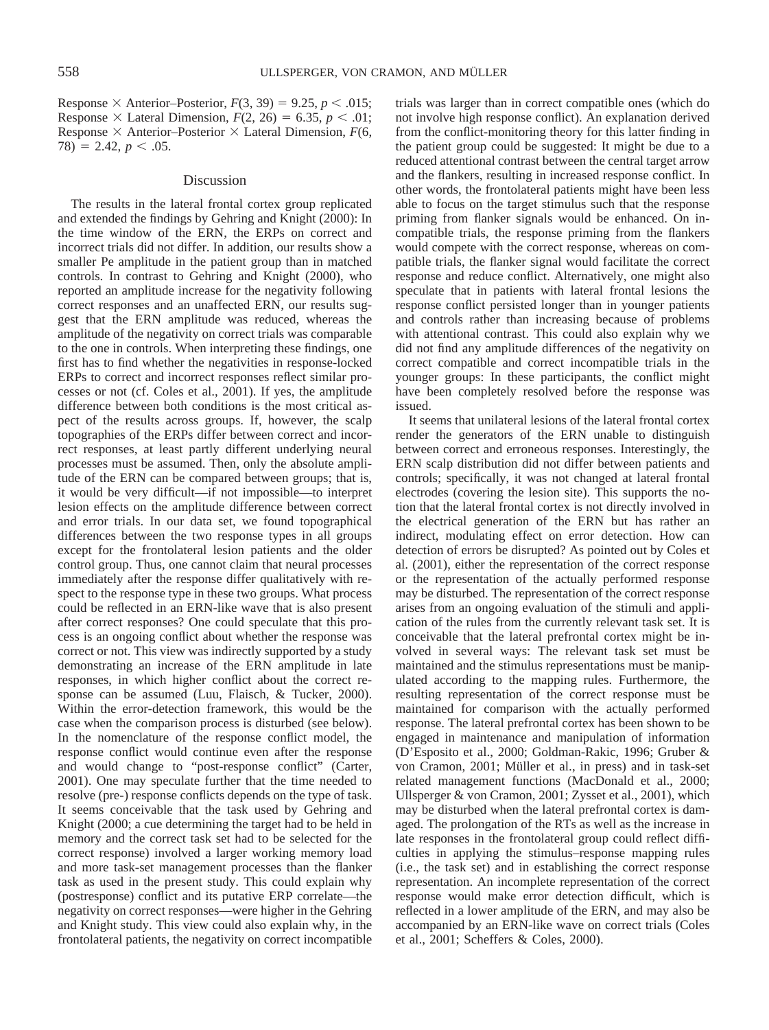Response × Anterior–Posterior, $F(3, 39) = 9.25$, $p < .015$; Response × Lateral Dimension, $F(2, 26) = 6.35$, $p < .01$; Response × Anterior–Posterior × Lateral Dimension, $F(6, 78) = 2.42$, $p < .05$.

## Discussion

The results in the lateral frontal cortex group replicated and extended the findings by Gehring and Knight (2000): In the time window of the ERN, the ERPs on correct and incorrect trials did not differ. In addition, our results show a smaller Pe amplitude in the patient group than in matched controls. In contrast to Gehring and Knight (2000), who reported an amplitude increase for the negativity following correct responses and an unaffected ERN, our results suggest that the ERN amplitude was reduced, whereas the amplitude of the negativity on correct trials was comparable to the one in controls. When interpreting these findings, one first has to find whether the negativities in response-locked ERPs to correct and incorrect responses reflect similar processes or not (cf. Coles et al., 2001). If yes, the amplitude difference between both conditions is the most critical aspect of the results across groups. If, however, the scalp topographies of the ERPs differ between correct and incorrect responses, at least partly different underlying neural processes must be assumed. Then, only the absolute amplitude of the ERN can be compared between groups; that is, it would be very difficult—if not impossible—to interpret lesion effects on the amplitude difference between correct and error trials. In our data set, we found topographical differences between the two response types in all groups except for the frontolateral lesion patients and the older control group. Thus, one cannot claim that neural processes immediately after the response differ qualitatively with respect to the response type in these two groups. What process could be reflected in an ERN-like wave that is also present after correct responses? One could speculate that this process is an ongoing conflict about whether the response was correct or not. This view was indirectly supported by a study demonstrating an increase of the ERN amplitude in late responses, in which higher conflict about the correct response can be assumed (Luu, Flaisch, & Tucker, 2000). Within the error-detection framework, this would be the case when the comparison process is disturbed (see below). In the nomenclature of the response conflict model, the response conflict would continue even after the response and would change to "post-response conflict" (Carter, 2001). One may speculate further that the time needed to resolve (pre-) response conflicts depends on the type of task. It seems conceivable that the task used by Gehring and Knight (2000; a cue determining the target had to be held in memory and the correct task set had to be selected for the correct response) involved a larger working memory load and more task-set management processes than the flanker task as used in the present study. This could explain why (postresponse) conflict and its putative ERP correlate—the negativity on correct responses—were higher in the Gehring and Knight study. This view could also explain why, in the frontolateral patients, the negativity on correct incompatible trials was larger than in correct compatible ones (which do not involve high response conflict). An explanation derived from the conflict-monitoring theory for this latter finding in the patient group could be suggested: It might be due to a reduced attentional contrast between the central target arrow and the flankers, resulting in increased response conflict. In other words, the frontolateral patients might have been less able to focus on the target stimulus such that the response priming from flanker signals would be enhanced. On incompatible trials, the response priming from the flankers would compete with the correct response, whereas on compatible trials, the flanker signal would facilitate the correct response and reduce conflict. Alternatively, one might also speculate that in patients with lateral frontal lesions the response conflict persisted longer than in younger patients and controls rather than increasing because of problems with attentional contrast. This could also explain why we did not find any amplitude differences of the negativity on correct compatible and correct incompatible trials in the younger groups: In these participants, the conflict might have been completely resolved before the response was issued.

It seems that unilateral lesions of the lateral frontal cortex render the generators of the ERN unable to distinguish between correct and erroneous responses. Interestingly, the ERN scalp distribution did not differ between patients and controls; specifically, it was not changed at lateral frontal electrodes (covering the lesion site). This supports the notion that the lateral frontal cortex is not directly involved in the electrical generation of the ERN but has rather an indirect, modulating effect on error detection. How can detection of errors be disrupted? As pointed out by Coles et al. (2001), either the representation of the correct response or the representation of the actually performed response may be disturbed. The representation of the correct response arises from an ongoing evaluation of the stimuli and application of the rules from the currently relevant task set. It is conceivable that the lateral prefrontal cortex might be involved in several ways: The relevant task set must be maintained and the stimulus representations must be manipulated according to the mapping rules. Furthermore, the resulting representation of the correct response must be maintained for comparison with the actually performed response. The lateral prefrontal cortex has been shown to be engaged in maintenance and manipulation of information (D'Esposito et al., 2000; Goldman-Rakic, 1996; Gruber & von Cramon, 2001; Müller et al., in press) and in task-set related management functions (MacDonald et al., 2000; Ullsperger & von Cramon, 2001; Zysset et al., 2001), which may be disturbed when the lateral prefrontal cortex is damaged. The prolongation of the RTs as well as the increase in late responses in the frontolateral group could reflect difficulties in applying the stimulus–response mapping rules (i.e., the task set) and in establishing the correct response representation. An incomplete representation of the correct response would make error detection difficult, which is reflected in a lower amplitude of the ERN, and may also be accompanied by an ERN-like wave on correct trials (Coles et al., 2001; Scheffers & Coles, 2000).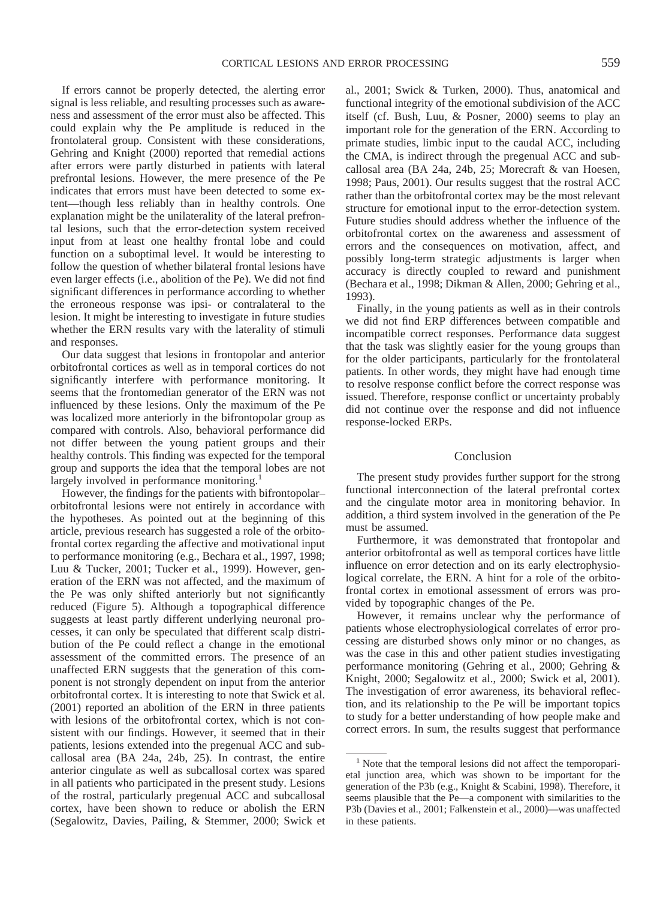If errors cannot be properly detected, the alerting error signal is less reliable, and resulting processes such as awareness and assessment of the error must also be affected. This could explain why the Pe amplitude is reduced in the frontolateral group. Consistent with these considerations, Gehring and Knight (2000) reported that remedial actions after errors were partly disturbed in patients with lateral prefrontal lesions. However, the mere presence of the Pe indicates that errors must have been detected to some extent—though less reliably than in healthy controls. One explanation might be the unilaterality of the lateral prefrontal lesions, such that the error-detection system received input from at least one healthy frontal lobe and could function on a suboptimal level. It would be interesting to follow the question of whether bilateral frontal lesions have even larger effects (i.e., abolition of the Pe). We did not find significant differences in performance according to whether the erroneous response was ipsi- or contralateral to the lesion. It might be interesting to investigate in future studies whether the ERN results vary with the laterality of stimuli and responses.

Our data suggest that lesions in frontopolar and anterior orbitofrontal cortices as well as in temporal cortices do not significantly interfere with performance monitoring. It seems that the frontomedian generator of the ERN was not influenced by these lesions. Only the maximum of the Pe was localized more anteriorly in the bifrontopolar group as compared with controls. Also, behavioral performance did not differ between the young patient groups and their healthy controls. This finding was expected for the temporal group and supports the idea that the temporal lobes are not largely involved in performance monitoring.[1]

However, the findings for the patients with bifrontopolar–orbitofrontal lesions were not entirely in accordance with the hypotheses. As pointed out at the beginning of this article, previous research has suggested a role of the orbitofrontal cortex regarding the affective and motivational input to performance monitoring (e.g., Bechara et al., 1997, 1998; Luu & Tucker, 2001; Tucker et al., 1999). However, generation of the ERN was not affected, and the maximum of the Pe was only shifted anteriorly but not significantly reduced (Figure 5). Although a topographical difference suggests at least partly different underlying neuronal processes, it can only be speculated that different scalp distribution of the Pe could reflect a change in the emotional assessment of the committed errors. The presence of an unaffected ERN suggests that the generation of this component is not strongly dependent on input from the anterior orbitofrontal cortex. It is interesting to note that Swick et al. (2001) reported an abolition of the ERN in three patients with lesions of the orbitofrontal cortex, which is not consistent with our findings. However, it seemed that in their patients, lesions extended into the pregenual ACC and subcallosal area (BA 24a, 24b, 25). In contrast, the entire anterior cingulate as well as subcallosal cortex was spared in all patients who participated in the present study. Lesions of the rostral, particularly pregenual ACC and subcallosal cortex, have been shown to reduce or abolish the ERN (Segalowitz, Davies, Pailing, & Stemmer, 2000; Swick et al., 2001; Swick & Turken, 2000). Thus, anatomical and functional integrity of the emotional subdivision of the ACC itself (cf. Bush, Luu, & Posner, 2000) seems to play an important role for the generation of the ERN. According to primate studies, limbic input to the caudal ACC, including the CMA, is indirect through the pregenual ACC and subcallosal area (BA 24a, 24b, 25; Morecraft & van Hoesen, 1998; Paus, 2001). Our results suggest that the rostral ACC rather than the orbitofrontal cortex may be the most relevant structure for emotional input to the error-detection system. Future studies should address whether the influence of the orbitofrontal cortex on the awareness and assessment of errors and the consequences on motivation, affect, and possibly long-term strategic adjustments is larger when accuracy is directly coupled to reward and punishment (Bechara et al., 1998; Dikman & Allen, 2000; Gehring et al., 1993).

Finally, in the young patients as well as in their controls we did not find ERP differences between compatible and incompatible correct responses. Performance data suggest that the task was slightly easier for the young groups than for the older participants, particularly for the frontolateral patients. In other words, they might have had enough time to resolve response conflict before the correct response was issued. Therefore, response conflict or uncertainty probably did not continue over the response and did not influence response-locked ERPs.

## Conclusion

The present study provides further support for the strong functional interconnection of the lateral prefrontal cortex and the cingulate motor area in monitoring behavior. In addition, a third system involved in the generation of the Pe must be assumed.

Furthermore, it was demonstrated that frontopolar and anterior orbitofrontal as well as temporal cortices have little influence on error detection and on its early electrophysiological correlate, the ERN. A hint for a role of the orbitofrontal cortex in emotional assessment of errors was provided by topographic changes of the Pe.

However, it remains unclear why the performance of patients whose electrophysiological correlates of error processing are disturbed shows only minor or no changes, as was the case in this and other patient studies investigating performance monitoring (Gehring et al., 2000; Gehring & Knight, 2000; Segalowitz et al., 2000; Swick et al, 2001). The investigation of error awareness, its behavioral reflection, and its relationship to the Pe will be important topics to study for a better understanding of how people make and correct errors. In sum, the results suggest that performance

[1] Note that the temporal lesions did not affect the temporoparietal junction area, which was shown to be important for the generation of the P3b (e.g., Knight & Scabini, 1998). Therefore, it seems plausible that the Pe—a component with similarities to the P3b (Davies et al., 2001; Falkenstein et al., 2000)—was unaffected in these patients.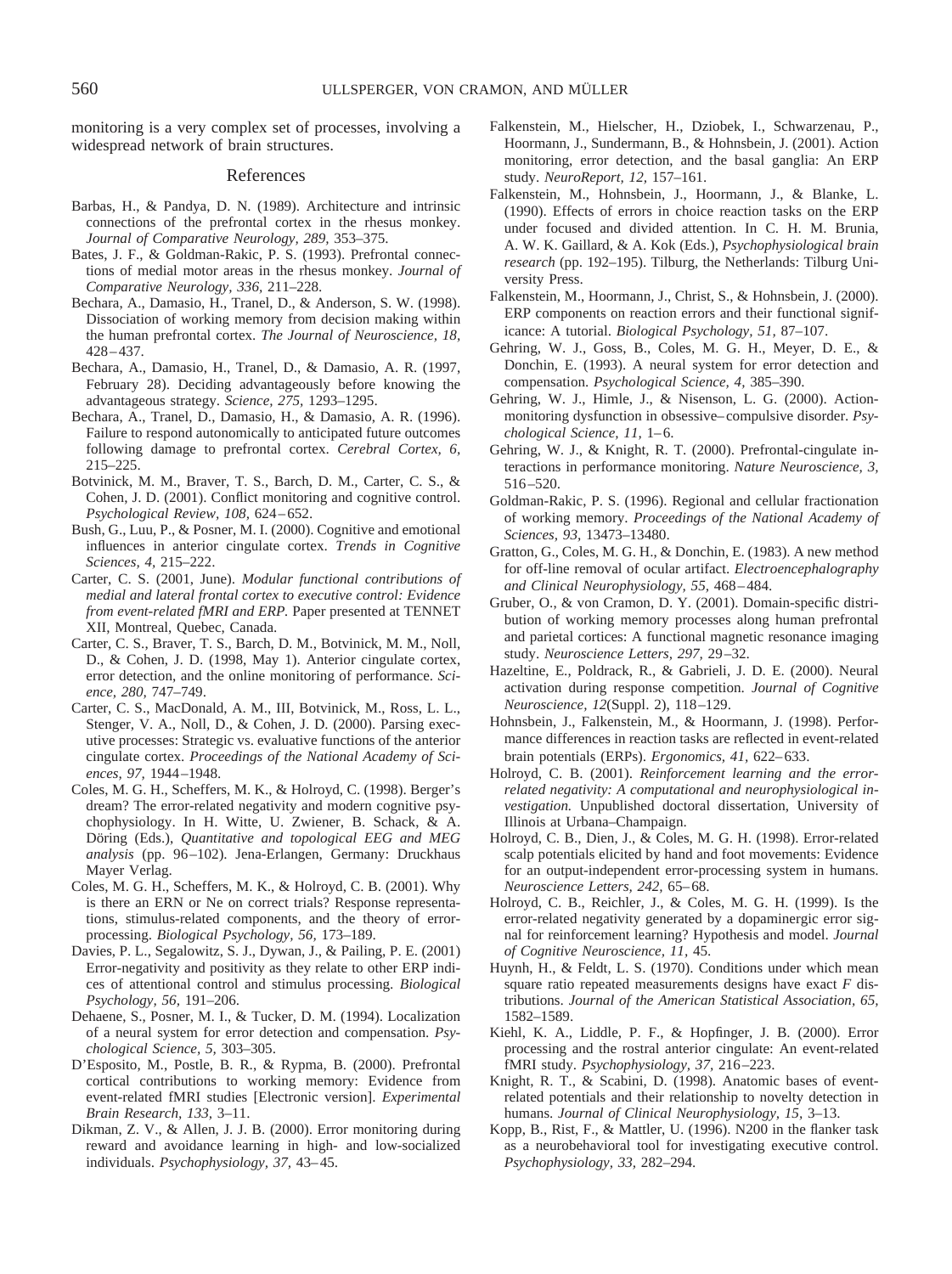monitoring is a very complex set of processes, involving a widespread network of brain structures.

## References

Barbas, H., & Pandya, D. N. (1989). Architecture and intrinsic connections of the prefrontal cortex in the rhesus monkey. *Journal of Comparative Neurology, 289,* 353–375.

Bates, J. F., & Goldman-Rakic, P. S. (1993). Prefrontal connections of medial motor areas in the rhesus monkey. *Journal of Comparative Neurology, 336,* 211–228.

Bechara, A., Damasio, H., Tranel, D., & Anderson, S. W. (1998). Dissociation of working memory from decision making within the human prefrontal cortex. *The Journal of Neuroscience, 18,* 428–437.

Bechara, A., Damasio, H., Tranel, D., & Damasio, A. R. (1997, February 28). Deciding advantageously before knowing the advantageous strategy. *Science, 275,* 1293–1295.

Bechara, A., Tranel, D., Damasio, H., & Damasio, A. R. (1996). Failure to respond autonomically to anticipated future outcomes following damage to prefrontal cortex. *Cerebral Cortex, 6,* 215–225.

Botvinick, M. M., Braver, T. S., Barch, D. M., Carter, C. S., & Cohen, J. D. (2001). Conflict monitoring and cognitive control. *Psychological Review, 108,* 624–652.

Bush, G., Luu, P., & Posner, M. I. (2000). Cognitive and emotional influences in anterior cingulate cortex. *Trends in Cognitive Sciences, 4,* 215–222.

Carter, C. S. (2001, June). *Modular functional contributions of medial and lateral frontal cortex to executive control: Evidence from event-related fMRI and ERP.* Paper presented at TENNET XII, Montreal, Quebec, Canada.

Carter, C. S., Braver, T. S., Barch, D. M., Botvinick, M. M., Noll, D., & Cohen, J. D. (1998, May 1). Anterior cingulate cortex, error detection, and the online monitoring of performance. *Science, 280,* 747–749.

Carter, C. S., MacDonald, A. M., III, Botvinick, M., Ross, L. L., Stenger, V. A., Noll, D., & Cohen, J. D. (2000). Parsing executive processes: Strategic vs. evaluative functions of the anterior cingulate cortex. *Proceedings of the National Academy of Sciences, 97,* 1944–1948.

Coles, M. G. H., Scheffers, M. K., & Holroyd, C. (1998). Berger's dream? The error-related negativity and modern cognitive psychophysiology. In H. Witte, U. Zwiener, B. Schack, & A. Döring (Eds.), *Quantitative and topological EEG and MEG analysis* (pp. 96–102). Jena-Erlangen, Germany: Druckhaus Mayer Verlag.

Coles, M. G. H., Scheffers, M. K., & Holroyd, C. B. (2001). Why is there an ERN or Ne on correct trials? Response representations, stimulus-related components, and the theory of error-processing. *Biological Psychology, 56,* 173–189.

Davies, P. L., Segalowitz, S. J., Dywan, J., & Pailing, P. E. (2001) Error-negativity and positivity as they relate to other ERP indices of attentional control and stimulus processing. *Biological Psychology, 56,* 191–206.

Dehaene, S., Posner, M. I., & Tucker, D. M. (1994). Localization of a neural system for error detection and compensation. *Psychological Science, 5,* 303–305.

D'Esposito, M., Postle, B. R., & Rypma, B. (2000). Prefrontal cortical contributions to working memory: Evidence from event-related fMRI studies [Electronic version]. *Experimental Brain Research, 133,* 3–11.

Dikman, Z. V., & Allen, J. J. B. (2000). Error monitoring during reward and avoidance learning in high- and low-socialized individuals. *Psychophysiology, 37,* 43–45.

Falkenstein, M., Hielscher, H., Dziobek, I., Schwarzenau, P., Hoormann, J., Sundermann, B., & Hohnsbein, J. (2001). Action monitoring, error detection, and the basal ganglia: An ERP study. *NeuroReport, 12,* 157–161.

Falkenstein, M., Hohnsbein, J., Hoormann, J., & Blanke, L. (1990). Effects of errors in choice reaction tasks on the ERP under focused and divided attention. In C. H. M. Brunia, A. W. K. Gaillard, & A. Kok (Eds.), *Psychophysiological brain research* (pp. 192–195). Tilburg, the Netherlands: Tilburg University Press.

Falkenstein, M., Hoormann, J., Christ, S., & Hohnsbein, J. (2000). ERP components on reaction errors and their functional significance: A tutorial. *Biological Psychology, 51,* 87–107.

Gehring, W. J., Goss, B., Coles, M. G. H., Meyer, D. E., & Donchin, E. (1993). A neural system for error detection and compensation. *Psychological Science, 4,* 385–390.

Gehring, W. J., Himle, J., & Nisenson, L. G. (2000). Action-monitoring dysfunction in obsessive–compulsive disorder. *Psychological Science, 11,* 1–6.

Gehring, W. J., & Knight, R. T. (2000). Prefrontal-cingulate interactions in performance monitoring. *Nature Neuroscience, 3,* 516–520.

Goldman-Rakic, P. S. (1996). Regional and cellular fractionation of working memory. *Proceedings of the National Academy of Sciences, 93,* 13473–13480.

Gratton, G., Coles, M. G. H., & Donchin, E. (1983). A new method for off-line removal of ocular artifact. *Electroencephalography and Clinical Neurophysiology, 55,* 468–484.

Gruber, O., & von Cramon, D. Y. (2001). Domain-specific distribution of working memory processes along human prefrontal and parietal cortices: A functional magnetic resonance imaging study. *Neuroscience Letters, 297,* 29–32.

Hazeltine, E., Poldrack, R., & Gabrieli, J. D. E. (2000). Neural activation during response competition. *Journal of Cognitive Neuroscience, 12*(Suppl. 2), 118–129.

Hohnsbein, J., Falkenstein, M., & Hoormann, J. (1998). Performance differences in reaction tasks are reflected in event-related brain potentials (ERPs). *Ergonomics, 41,* 622–633.

Holroyd, C. B. (2001). *Reinforcement learning and the error-related negativity: A computational and neurophysiological investigation.* Unpublished doctoral dissertation, University of Illinois at Urbana–Champaign.

Holroyd, C. B., Dien, J., & Coles, M. G. H. (1998). Error-related scalp potentials elicited by hand and foot movements: Evidence for an output-independent error-processing system in humans. *Neuroscience Letters, 242,* 65–68.

Holroyd, C. B., Reichler, J., & Coles, M. G. H. (1999). Is the error-related negativity generated by a dopaminergic error signal for reinforcement learning? Hypothesis and model. *Journal of Cognitive Neuroscience, 11,* 45.

Huynh, H., & Feldt, L. S. (1970). Conditions under which mean square ratio repeated measurements designs have exact *F* distributions. *Journal of the American Statistical Association, 65,* 1582–1589.

Kiehl, K. A., Liddle, P. F., & Hopfinger, J. B. (2000). Error processing and the rostral anterior cingulate: An event-related fMRI study. *Psychophysiology, 37,* 216–223.

Knight, R. T., & Scabini, D. (1998). Anatomic bases of event-related potentials and their relationship to novelty detection in humans. *Journal of Clinical Neurophysiology, 15,* 3–13.

Kopp, B., Rist, F., & Mattler, U. (1996). N200 in the flanker task as a neurobehavioral tool for investigating executive control. *Psychophysiology, 33,* 282–294.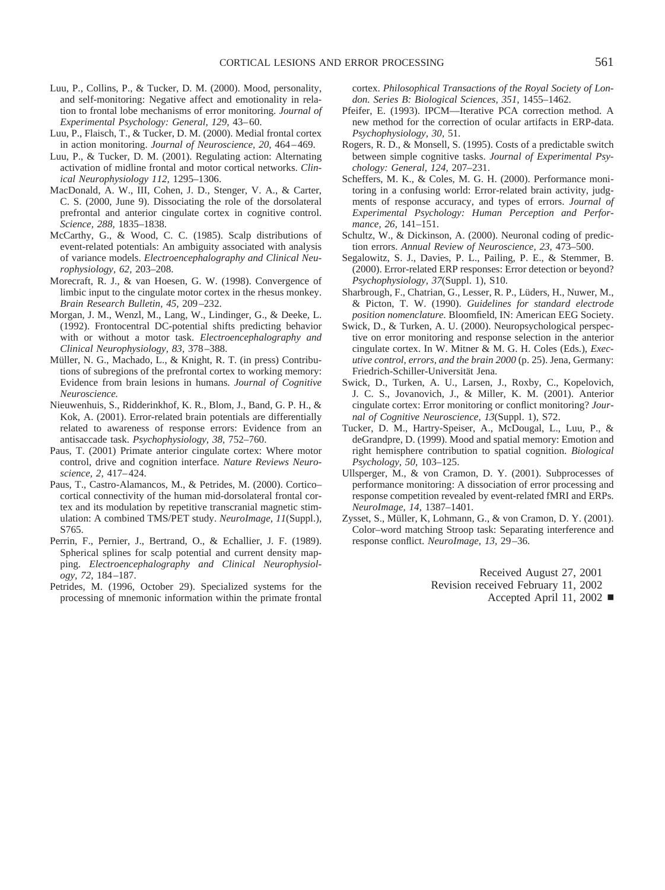Luu, P., Collins, P., & Tucker, D. M. (2000). Mood, personality, and self-monitoring: Negative affect and emotionality in relation to frontal lobe mechanisms of error monitoring. *Journal of Experimental Psychology: General, 129,* 43–60.

Luu, P., Flaisch, T., & Tucker, D. M. (2000). Medial frontal cortex in action monitoring. *Journal of Neuroscience, 20,* 464–469.

Luu, P., & Tucker, D. M. (2001). Regulating action: Alternating activation of midline frontal and motor cortical networks. *Clinical Neurophysiology 112,* 1295–1306.

MacDonald, A. W., III, Cohen, J. D., Stenger, V. A., & Carter, C. S. (2000, June 9). Dissociating the role of the dorsolateral prefrontal and anterior cingulate cortex in cognitive control. *Science, 288,* 1835–1838.

McCarthy, G., & Wood, C. C. (1985). Scalp distributions of event-related potentials: An ambiguity associated with analysis of variance models. *Electroencephalography and Clinical Neurophysiology, 62,* 203–208.

Morecraft, R. J., & van Hoesen, G. W. (1998). Convergence of limbic input to the cingulate motor cortex in the rhesus monkey. *Brain Research Bulletin, 45,* 209–232.

Morgan, J. M., Wenzl, M., Lang, W., Lindinger, G., & Deeke, L. (1992). Frontocentral DC-potential shifts predicting behavior with or without a motor task. *Electroencephalography and Clinical Neurophysiology, 83,* 378–388.

Müller, N. G., Machado, L., & Knight, R. T. (in press) Contributions of subregions of the prefrontal cortex to working memory: Evidence from brain lesions in humans. *Journal of Cognitive Neuroscience.*

Nieuwenhuis, S., Ridderinkhof, K. R., Blom, J., Band, G. P. H., & Kok, A. (2001). Error-related brain potentials are differentially related to awareness of response errors: Evidence from an antisaccade task. *Psychophysiology, 38,* 752–760.

Paus, T. (2001) Primate anterior cingulate cortex: Where motor control, drive and cognition interface. *Nature Reviews Neuroscience, 2,* 417–424.

Paus, T., Castro-Alamancos, M., & Petrides, M. (2000). Cortico–cortical connectivity of the human mid-dorsolateral frontal cortex and its modulation by repetitive transcranial magnetic stimulation: A combined TMS/PET study. *NeuroImage, 11*(Suppl.), S765.

Perrin, F., Pernier, J., Bertrand, O., & Echallier, J. F. (1989). Spherical splines for scalp potential and current density mapping. *Electroencephalography and Clinical Neurophysiology, 72,* 184–187.

Petrides, M. (1996, October 29). Specialized systems for the processing of mnemonic information within the primate frontal cortex. *Philosophical Transactions of the Royal Society of London. Series B: Biological Sciences, 351,* 1455–1462.

Pfeifer, E. (1993). IPCM—Iterative PCA correction method. A new method for the correction of ocular artifacts in ERP-data. *Psychophysiology, 30,* 51.

Rogers, R. D., & Monsell, S. (1995). Costs of a predictable switch between simple cognitive tasks. *Journal of Experimental Psychology: General, 124,* 207–231.

Scheffers, M. K., & Coles, M. G. H. (2000). Performance monitoring in a confusing world: Error-related brain activity, judgments of response accuracy, and types of errors. *Journal of Experimental Psychology: Human Perception and Performance, 26,* 141–151.

Schultz, W., & Dickinson, A. (2000). Neuronal coding of prediction errors. *Annual Review of Neuroscience, 23,* 473–500.

Segalowitz, S. J., Davies, P. L., Pailing, P. E., & Stemmer, B. (2000). Error-related ERP responses: Error detection or beyond? *Psychophysiology, 37*(Suppl. 1), S10.

Sharbrough, F., Chatrian, G., Lesser, R. P., Lüders, H., Nuwer, M., & Picton, T. W. (1990). *Guidelines for standard electrode position nomenclature.* Bloomfield, IN: American EEG Society.

Swick, D., & Turken, A. U. (2000). Neuropsychological perspective on error monitoring and response selection in the anterior cingulate cortex. In W. Mitner & M. G. H. Coles (Eds.), *Executive control, errors, and the brain 2000* (p. 25). Jena, Germany: Friedrich-Schiller-Universität Jena.

Swick, D., Turken, A. U., Larsen, J., Roxby, C., Kopelovich, J. C. S., Jovanovich, J., & Miller, K. M. (2001). Anterior cingulate cortex: Error monitoring or conflict monitoring? *Journal of Cognitive Neuroscience, 13*(Suppl. 1), S72.

Tucker, D. M., Hartry-Speiser, A., McDougal, L., Luu, P., & deGrandpre, D. (1999). Mood and spatial memory: Emotion and right hemisphere contribution to spatial cognition. *Biological Psychology, 50,* 103–125.

Ullsperger, M., & von Cramon, D. Y. (2001). Subprocesses of performance monitoring: A dissociation of error processing and response competition revealed by event-related fMRI and ERPs. *NeuroImage, 14,* 1387–1401.

Zysset, S., Müller, K, Lohmann, G., & von Cramon, D. Y. (2001). Color–word matching Stroop task: Separating interference and response conflict. *NeuroImage, 13,* 29–36.

Received August 27, 2001
Revision received February 11, 2002
Accepted April 11, 2002 ■